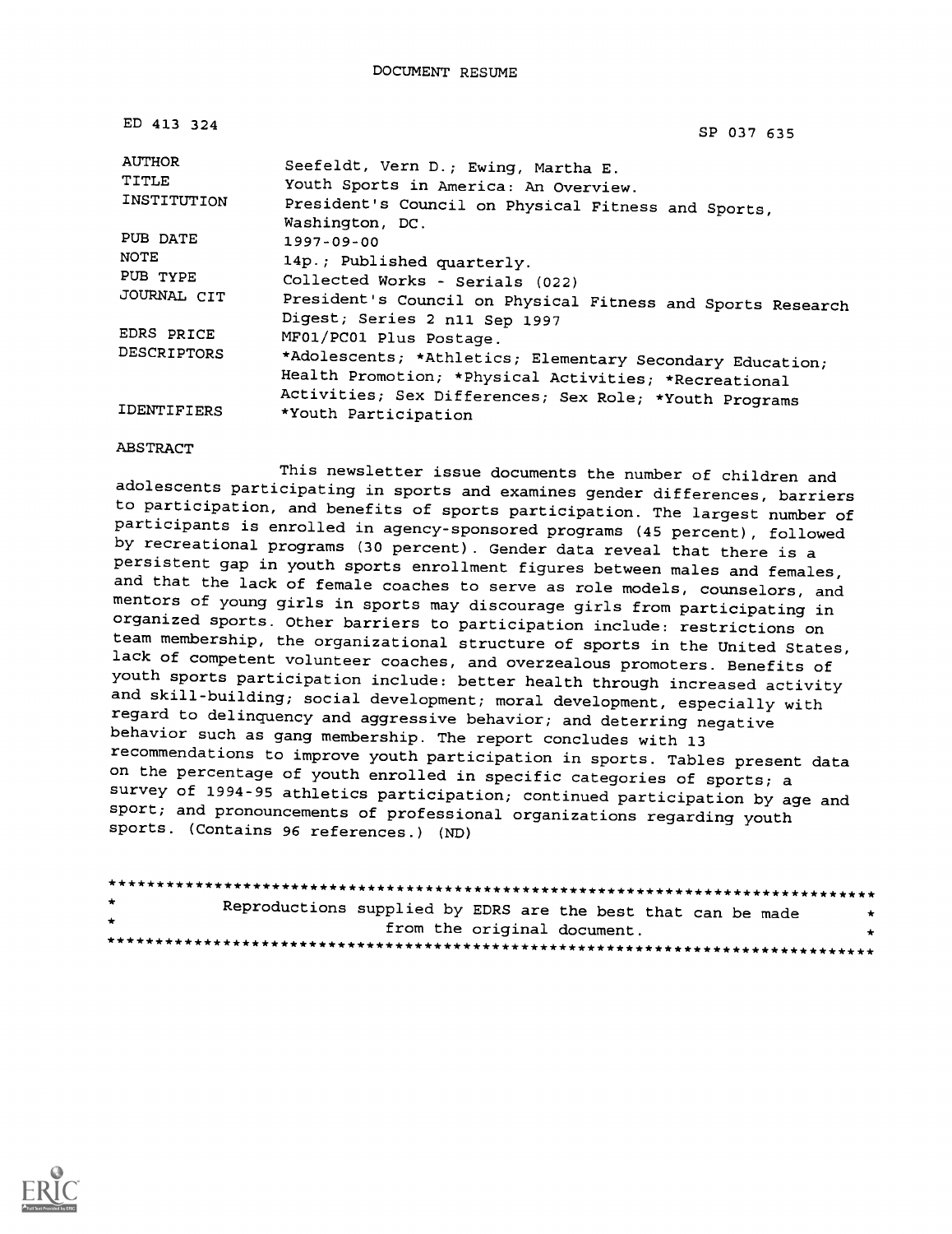# DOCUMENT RESUME

| | |
|---|---|
| ED 413 324 | SP 037 635 |
| AUTHOR | Seefeldt, Vern D.; Ewing, Martha E. |
| TITLE | Youth Sports in America: An Overview. |
| INSTITUTION | President's Council on Physical Fitness and Sports, Washington, DC. |
| PUB DATE | 1997-09-00 |
| NOTE | 14p.; Published quarterly. |
| PUB TYPE | Collected Works - Serials (022) |
| JOURNAL CIT | President's Council on Physical Fitness and Sports Research Digest; Series 2 n11 Sep 1997 |
| EDRS PRICE | MF01/PC01 Plus Postage. |
| DESCRIPTORS | *Adolescents; *Athletics; Elementary Secondary Education; Health Promotion; *Physical Activities; *Recreational Activities; Sex Differences; Sex Role; *Youth Programs |
| IDENTIFIERS | *Youth Participation |

## ABSTRACT

This newsletter issue documents the number of children and adolescents participating in sports and examines gender differences, barriers to participation, and benefits of sports participation. The largest number of participants is enrolled in agency-sponsored programs (45 percent), followed by recreational programs (30 percent). Gender data reveal that there is a persistent gap in youth sports enrollment figures between males and females, and that the lack of female coaches to serve as role models, counselors, and mentors of young girls in sports may discourage girls from participating in organized sports. Other barriers to participation include: restrictions on team membership, the organizational structure of sports in the United States, lack of competent volunteer coaches, and overzealous promoters. Benefits of youth sports participation include: better health through increased activity and skill-building; social development; moral development, especially with regard to delinquency and aggressive behavior; and deterring negative behavior such as gang membership. The report concludes with 13 recommendations to improve youth participation in sports. Tables present data on the percentage of youth enrolled in specific categories of sports; a survey of 1994-95 athletics participation; continued participation by age and sport; and pronouncements of professional organizations regarding youth sports. (Contains 96 references.) (ND)

********************************************************************************
* Reproductions supplied by EDRS are the best that can be made *
* from the original document. *
********************************************************************************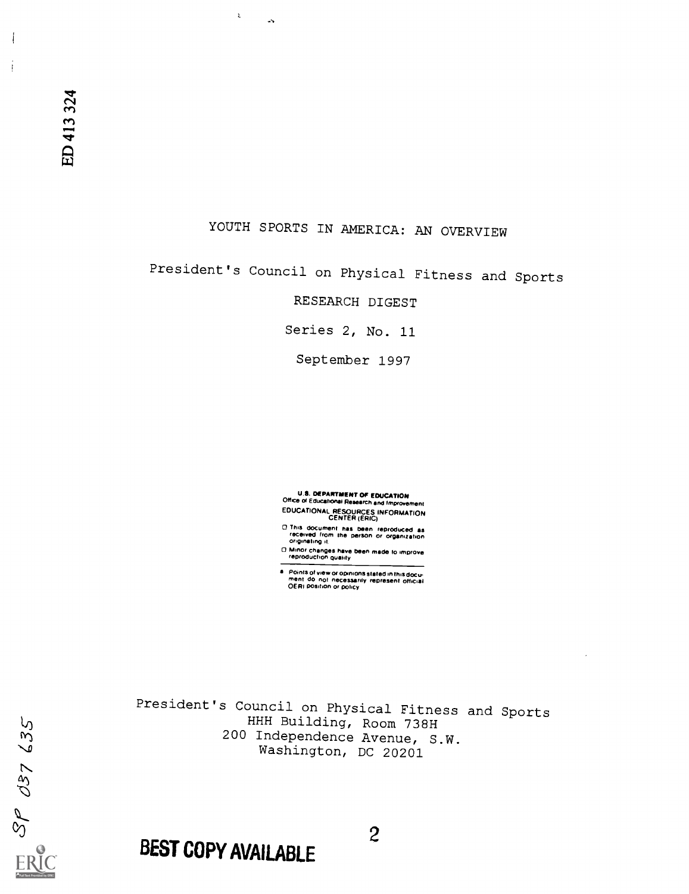ED 413 324

# YOUTH SPORTS IN AMERICA: AN OVERVIEW

President's Council on Physical Fitness and Sports

RESEARCH DIGEST

Series 2, No. 11

September 1997

U.S. DEPARTMENT OF EDUCATION
Office of Educational Research and Improvement
EDUCATIONAL RESOURCES INFORMATION CENTER (ERIC)

- This document has been reproduced as received from the person or organization originating it.
- Minor changes have been made to improve reproduction quality.
- Points of view or opinions stated in this document do not necessarily represent official OERI position or policy

President's Council on Physical Fitness and Sports
HHH Building, Room 738H
200 Independence Avenue, S.W.
Washington, DC 20201

SP 037 635

BEST COPY AVAILABLE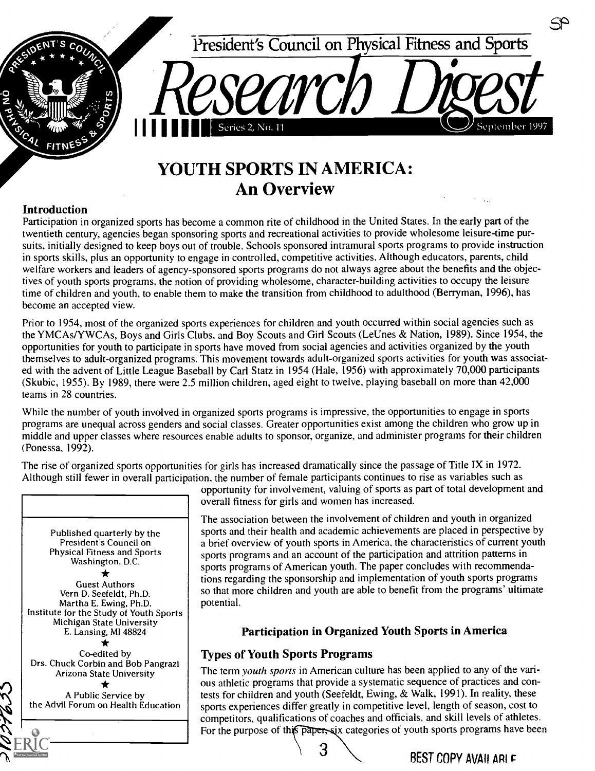President's Council on Physical Fitness and Sports

# Research Digest

Series 2, No. 11 — September 1997

# YOUTH SPORTS IN AMERICA: An Overview

## Introduction

Participation in organized sports has become a common rite of childhood in the United States. In the early part of the twentieth century, agencies began sponsoring sports and recreational activities to provide wholesome leisure-time pursuits, initially designed to keep boys out of trouble. Schools sponsored intramural sports programs to provide instruction in sports skills, plus an opportunity to engage in controlled, competitive activities. Although educators, parents, child welfare workers and leaders of agency-sponsored sports programs do not always agree about the benefits and the objectives of youth sports programs, the notion of providing wholesome, character-building activities to occupy the leisure time of children and youth, to enable them to make the transition from childhood to adulthood (Berryman, 1996), has become an accepted view.

Prior to 1954, most of the organized sports experiences for children and youth occurred within social agencies such as the YMCAs/YWCAs, Boys and Girls Clubs, and Boy Scouts and Girl Scouts (LeUnes & Nation, 1989). Since 1954, the opportunities for youth to participate in sports have moved from social agencies and activities organized by the youth themselves to adult-organized programs. This movement towards adult-organized sports activities for youth was associated with the advent of Little League Baseball by Carl Statz in 1954 (Hale, 1956) with approximately 70,000 participants (Skubic, 1955). By 1989, there were 2.5 million children, aged eight to twelve, playing baseball on more than 42,000 teams in 28 countries.

While the number of youth involved in organized sports programs is impressive, the opportunities to engage in sports programs are unequal across genders and social classes. Greater opportunities exist among the children who grow up in middle and upper classes where resources enable adults to sponsor, organize, and administer programs for their children (Ponessa, 1992).

The rise of organized sports opportunities for girls has increased dramatically since the passage of Title IX in 1972. Although still fewer in overall participation, the number of female participants continues to rise as variables such as opportunity for involvement, valuing of sports as part of total development and overall fitness for girls and women has increased.

The association between the involvement of children and youth in organized sports and their health and academic achievements are placed in perspective by a brief overview of youth sports in America, the characteristics of current youth sports programs and an account of the participation and attrition patterns in sports programs of American youth. The paper concludes with recommendations regarding the sponsorship and implementation of youth sports programs so that more children and youth are able to benefit from the programs' ultimate potential.

Published quarterly by the President's Council on Physical Fitness and Sports
Washington, D.C.

★

Guest Authors
Vern D. Seefeldt, Ph.D.
Martha E. Ewing, Ph.D.
Institute for the Study of Youth Sports
Michigan State University
E. Lansing, MI 48824

★

Co-edited by
Drs. Chuck Corbin and Bob Pangrazi
Arizona State University

★

A Public Service by
the Advil Forum on Health Education

### Participation in Organized Youth Sports in America

## Types of Youth Sports Programs

The term *youth sports* in American culture has been applied to any of the various athletic programs that provide a systematic sequence of practices and contests for children and youth (Seefeldt, Ewing, & Walk, 1991). In reality, these sports experiences differ greatly in competitive level, length of season, cost to competitors, qualifications of coaches and officials, and skill levels of athletes. For the purpose of this paper, six categories of youth sports programs have been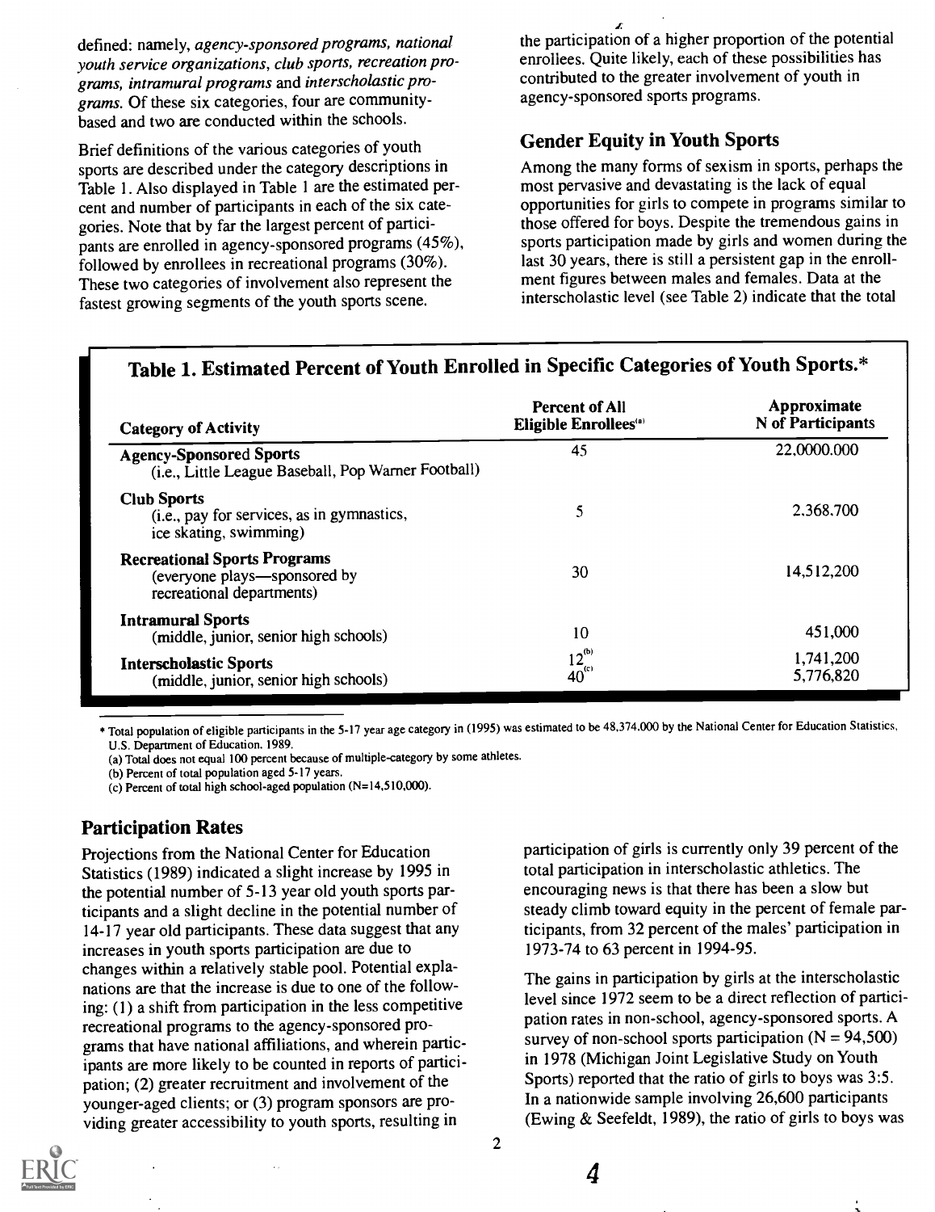defined: namely, *agency-sponsored programs, national youth service organizations, club sports, recreation programs, intramural programs* and *interscholastic programs.* Of these six categories, four are community-based and two are conducted within the schools.

Brief definitions of the various categories of youth sports are described under the category descriptions in Table 1. Also displayed in Table 1 are the estimated percent and number of participants in each of the six categories. Note that by far the largest percent of participants are enrolled in agency-sponsored programs (45%), followed by enrollees in recreational programs (30%). These two categories of involvement also represent the fastest growing segments of the youth sports scene.

the participation of a higher proportion of the potential enrollees. Quite likely, each of these possibilities has contributed to the greater involvement of youth in agency-sponsored sports programs.

## Gender Equity in Youth Sports

Among the many forms of sexism in sports, perhaps the most pervasive and devastating is the lack of equal opportunities for girls to compete in programs similar to those offered for boys. Despite the tremendous gains in sports participation made by girls and women during the last 30 years, there is still a persistent gap in the enrollment figures between males and females. Data at the interscholastic level (see Table 2) indicate that the total participation of girls is currently only 39 percent of the total participation in interscholastic athletics. The encouraging news is that there has been a slow but steady climb toward equity in the percent of female participants, from 32 percent of the males' participation in 1973-74 to 63 percent in 1994-95.

### Table 1. Estimated Percent of Youth Enrolled in Specific Categories of Youth Sports.*

| Category of Activity | Percent of All Eligible Enrollees[a] | Approximate N of Participants |
|---|---|---|
| **Agency-Sponsored Sports** (i.e., Little League Baseball, Pop Warner Football) | 45 | 22,0000.000 |
| **Club Sports** (i.e., pay for services, as in gymnastics, ice skating, swimming) | 5 | 2,368,700 |
| **Recreational Sports Programs** (everyone plays—sponsored by recreational departments) | 30 | 14,512,200 |
| **Intramural Sports** (middle, junior, senior high schools) | 10 | 451,000 |
| **Interscholastic Sports** (middle, junior, senior high schools) | 12[b]<br>40[c] | 1,741,200<br>5,776,820 |

\* Total population of eligible participants in the 5-17 year age category in (1995) was estimated to be 48,374,000 by the National Center for Education Statistics, U.S. Department of Education. 1989.

(a) Total does not equal 100 percent because of multiple-category by some athletes.

(b) Percent of total population aged 5-17 years.

(c) Percent of total high school-aged population (N=14,510,000).

## Participation Rates

Projections from the National Center for Education Statistics (1989) indicated a slight increase by 1995 in the potential number of 5-13 year old youth sports participants and a slight decline in the potential number of 14-17 year old participants. These data suggest that any increases in youth sports participation are due to changes within a relatively stable pool. Potential explanations are that the increase is due to one of the following: (1) a shift from participation in the less competitive recreational programs to the agency-sponsored programs that have national affiliations, and wherein participants are more likely to be counted in reports of participation; (2) greater recruitment and involvement of the younger-aged clients; or (3) program sponsors are providing greater accessibility to youth sports, resulting in

The gains in participation by girls at the interscholastic level since 1972 seem to be a direct reflection of participation rates in non-school, agency-sponsored sports. A survey of non-school sports participation (N = 94,500) in 1978 (Michigan Joint Legislative Study on Youth Sports) reported that the ratio of girls to boys was 3:5. In a nationwide sample involving 26,600 participants (Ewing & Seefeldt, 1989), the ratio of girls to boys was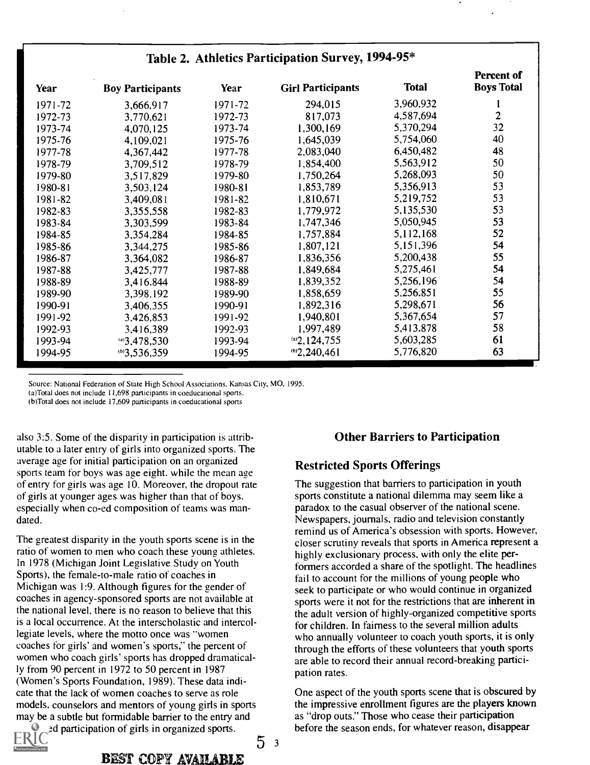## Table 2. Athletics Participation Survey, 1994-95*

| Year | Boy Participants | Year | Girl Participants | Total | Percent of Boys Total |
|---|---|---|---|---|---|
| 1971-72 | 3,666,917 | 1971-72 | 294,015 | 3,960,932 | 1 |
| 1972-73 | 3,770,621 | 1972-73 | 817,073 | 4,587,694 | 2 |
| 1973-74 | 4,070,125 | 1973-74 | 1,300,169 | 5,370,294 | 32 |
| 1975-76 | 4,109,021 | 1975-76 | 1,645,039 | 5,754,060 | 40 |
| 1977-78 | 4,367,442 | 1977-78 | 2,083,040 | 6,450,482 | 48 |
| 1978-79 | 3,709,512 | 1978-79 | 1,854,400 | 5,563,912 | 50 |
| 1979-80 | 3,517,829 | 1979-80 | 1,750,264 | 5,268,093 | 50 |
| 1980-81 | 3,503,124 | 1980-81 | 1,853,789 | 5,356,913 | 53 |
| 1981-82 | 3,409,081 | 1981-82 | 1,810,671 | 5,219,752 | 53 |
| 1982-83 | 3,355,558 | 1982-83 | 1,779,972 | 5,135,530 | 53 |
| 1983-84 | 3,303,599 | 1983-84 | 1,747,346 | 5,050,945 | 53 |
| 1984-85 | 3,354,284 | 1984-85 | 1,757,884 | 5,112,168 | 52 |
| 1985-86 | 3,344,275 | 1985-86 | 1,807,121 | 5,151,396 | 54 |
| 1986-87 | 3,364,082 | 1986-87 | 1,836,356 | 5,200,438 | 55 |
| 1987-88 | 3,425,777 | 1987-88 | 1,849,684 | 5,275,461 | 54 |
| 1988-89 | 3,416,844 | 1988-89 | 1,839,352 | 5,256,196 | 54 |
| 1989-90 | 3,398,192 | 1989-90 | 1,858,659 | 5,256,851 | 55 |
| 1990-91 | 3,406,355 | 1990-91 | 1,892,316 | 5,298,671 | 56 |
| 1991-92 | 3,426,853 | 1991-92 | 1,940,801 | 5,367,654 | 57 |
| 1992-93 | 3,416,389 | 1992-93 | 1,997,489 | 5,413,878 | 58 |
| 1993-94 | (a)3,478,530 | 1993-94 | (a)2,124,755 | 5,603,285 | 61 |
| 1994-95 | (b)3,536,359 | 1994-95 | (b)2,240,461 | 5,776,820 | 63 |

Source: National Federation of State High School Associations. Kansas City, MO, 1995.
(a)Total does not include 11,698 participants in coeducational sports.
(b)Total does not include 17,609 participants in coeducational sports

also 3:5. Some of the disparity in participation is attributable to a later entry of girls into organized sports. The average age for initial participation on an organized sports team for boys was age eight, while the mean age of entry for girls was age 10. Moreover, the dropout rate of girls at younger ages was higher than that of boys, especially when co-ed composition of teams was mandated.

The greatest disparity in the youth sports scene is in the ratio of women to men who coach these young athletes. In 1978 (Michigan Joint Legislative Study on Youth Sports), the female-to-male ratio of coaches in Michigan was 1:9. Although figures for the gender of coaches in agency-sponsored sports are not available at the national level, there is no reason to believe that this is a local occurrence. At the interscholastic and intercollegiate levels, where the motto once was "women coaches for girls' and women's sports," the percent of women who coach girls' sports has dropped dramatically from 90 percent in 1972 to 50 percent in 1987 (Women's Sports Foundation, 1989). These data indicate that the lack of women coaches to serve as role models, counselors and mentors of young girls in sports may be a subtle but formidable barrier to the entry and ...ed participation of girls in organized sports.

## Other Barriers to Participation

### Restricted Sports Offerings

The suggestion that barriers to participation in youth sports constitute a national dilemma may seem like a paradox to the casual observer of the national scene. Newspapers, journals, radio and television constantly remind us of America's obsession with sports. However, closer scrutiny reveals that sports in America represent a highly exclusionary process, with only the elite performers accorded a share of the spotlight. The headlines fail to account for the millions of young people who seek to participate or who would continue in organized sports were it not for the restrictions that are inherent in the adult version of highly-organized competitive sports for children. In fairness to the several million adults who annually volunteer to coach youth sports, it is only through the efforts of these volunteers that youth sports are able to record their annual record-breaking participation rates.

One aspect of the youth sports scene that is obscured by the impressive enrollment figures are the players known as "drop outs." Those who cease their participation before the season ends, for whatever reason, disappear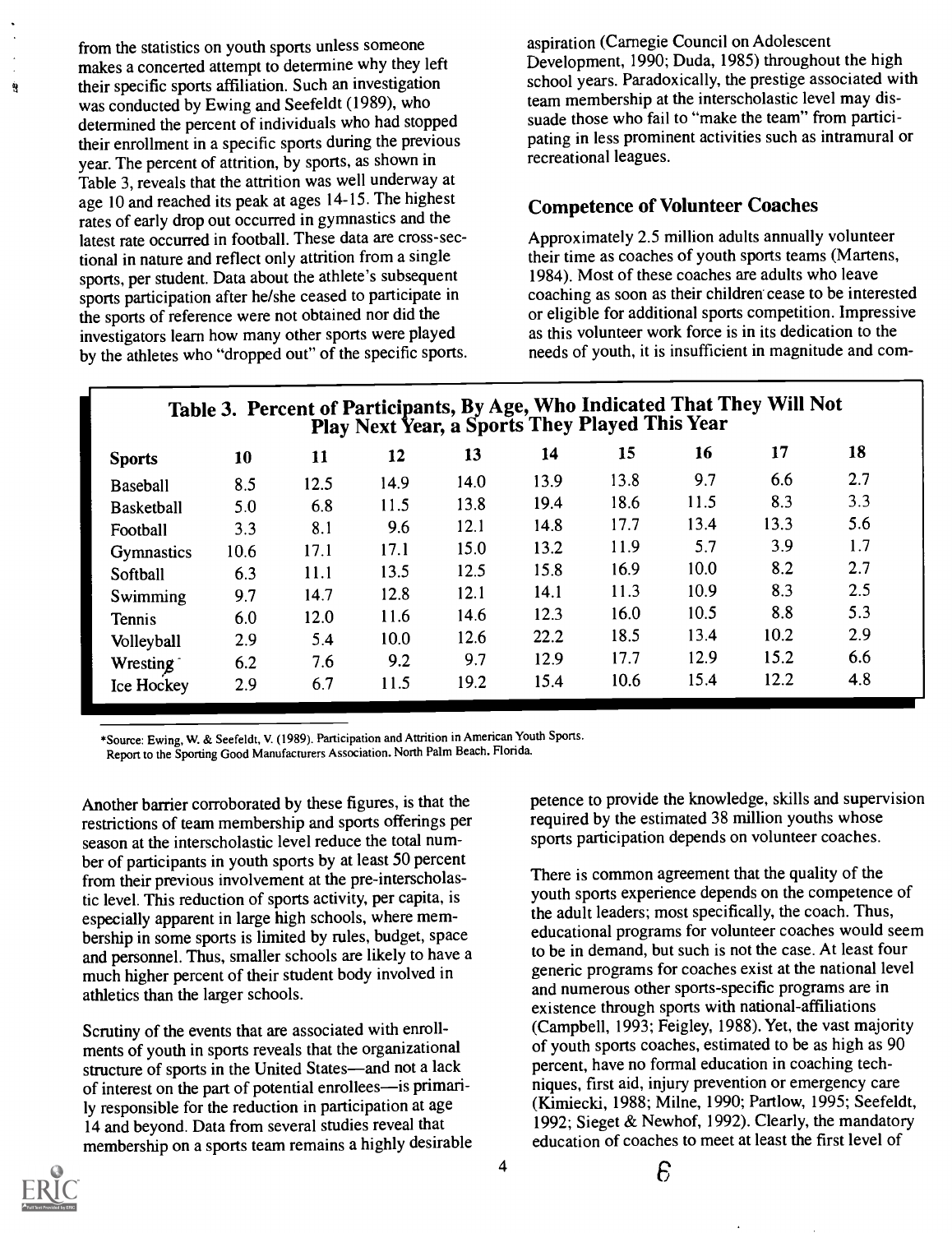from the statistics on youth sports unless someone makes a concerted attempt to determine why they left their specific sports affiliation. Such an investigation was conducted by Ewing and Seefeldt (1989), who determined the percent of individuals who had stopped their enrollment in a specific sports during the previous year. The percent of attrition, by sports, as shown in Table 3, reveals that the attrition was well underway at age 10 and reached its peak at ages 14-15. The highest rates of early drop out occurred in gymnastics and the latest rate occurred in football. These data are cross-sectional in nature and reflect only attrition from a single sports, per student. Data about the athlete's subsequent sports participation after he/she ceased to participate in the sports of reference were not obtained nor did the investigators learn how many other sports were played by the athletes who "dropped out" of the specific sports.

aspiration (Carnegie Council on Adolescent Development, 1990; Duda, 1985) throughout the high school years. Paradoxically, the prestige associated with team membership at the interscholastic level may dissuade those who fail to "make the team" from participating in less prominent activities such as intramural or recreational leagues.

## Competence of Volunteer Coaches

Approximately 2.5 million adults annually volunteer their time as coaches of youth sports teams (Martens, 1984). Most of these coaches are adults who leave coaching as soon as their children cease to be interested or eligible for additional sports competition. Impressive as this volunteer work force is in its dedication to the needs of youth, it is insufficient in magnitude and competence to provide the knowledge, skills and supervision required by the estimated 38 million youths whose sports participation depends on volunteer coaches.

**Table 3. Percent of Participants, By Age, Who Indicated That They Will Not Play Next Year, a Sports They Played This Year**

| Sports | 10 | 11 | 12 | 13 | 14 | 15 | 16 | 17 | 18 |
|---|---|---|---|---|---|---|---|---|---|
| Baseball | 8.5 | 12.5 | 14.9 | 14.0 | 13.9 | 13.8 | 9.7 | 6.6 | 2.7 |
| Basketball | 5.0 | 6.8 | 11.5 | 13.8 | 19.4 | 18.6 | 11.5 | 8.3 | 3.3 |
| Football | 3.3 | 8.1 | 9.6 | 12.1 | 14.8 | 17.7 | 13.4 | 13.3 | 5.6 |
| Gymnastics | 10.6 | 17.1 | 17.1 | 15.0 | 13.2 | 11.9 | 5.7 | 3.9 | 1.7 |
| Softball | 6.3 | 11.1 | 13.5 | 12.5 | 15.8 | 16.9 | 10.0 | 8.2 | 2.7 |
| Swimming | 9.7 | 14.7 | 12.8 | 12.1 | 14.1 | 11.3 | 10.9 | 8.3 | 2.5 |
| Tennis | 6.0 | 12.0 | 11.6 | 14.6 | 12.3 | 16.0 | 10.5 | 8.8 | 5.3 |
| Volleyball | 2.9 | 5.4 | 10.0 | 12.6 | 22.2 | 18.5 | 13.4 | 10.2 | 2.9 |
| Wresting | 6.2 | 7.6 | 9.2 | 9.7 | 12.9 | 17.7 | 12.9 | 15.2 | 6.6 |
| Ice Hockey | 2.9 | 6.7 | 11.5 | 19.2 | 15.4 | 10.6 | 15.4 | 12.2 | 4.8 |

*Source: Ewing, W. & Seefeldt, V. (1989). Participation and Attrition in American Youth Sports. Report to the Sporting Good Manufacturers Association. North Palm Beach. Florida.

Another barrier corroborated by these figures, is that the restrictions of team membership and sports offerings per season at the interscholastic level reduce the total number of participants in youth sports by at least 50 percent from their previous involvement at the pre-interscholastic level. This reduction of sports activity, per capita, is especially apparent in large high schools, where membership in some sports is limited by rules, budget, space and personnel. Thus, smaller schools are likely to have a much higher percent of their student body involved in athletics than the larger schools.

Scrutiny of the events that are associated with enrollments of youth in sports reveals that the organizational structure of sports in the United States—and not a lack of interest on the part of potential enrollees—is primarily responsible for the reduction in participation at age 14 and beyond. Data from several studies reveal that membership on a sports team remains a highly desirable

There is common agreement that the quality of the youth sports experience depends on the competence of the adult leaders; most specifically, the coach. Thus, educational programs for volunteer coaches would seem to be in demand, but such is not the case. At least four generic programs for coaches exist at the national level and numerous other sports-specific programs are in existence through sports with national-affiliations (Campbell, 1993; Feigley, 1988). Yet, the vast majority of youth sports coaches, estimated to be as high as 90 percent, have no formal education in coaching techniques, first aid, injury prevention or emergency care (Kimiecki, 1988; Milne, 1990; Partlow, 1995; Seefeldt, 1992; Siegel & Newhof, 1992). Clearly, the mandatory education of coaches to meet at least the first level of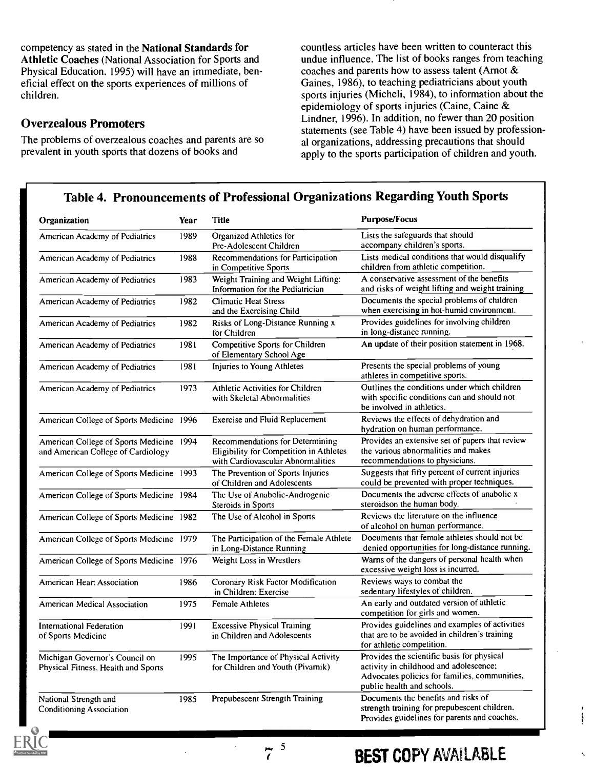competency as stated in the **National Standards for Athletic Coaches** (National Association for Sports and Physical Education, 1995) will have an immediate, beneficial effect on the sports experiences of millions of children.

## Overzealous Promoters

The problems of overzealous coaches and parents are so prevalent in youth sports that dozens of books and countless articles have been written to counteract this undue influence. The list of books ranges from teaching coaches and parents how to assess talent (Arnot & Gaines, 1986), to teaching pediatricians about youth sports injuries (Micheli, 1984), to information about the epidemiology of sports injuries (Caine, Caine & Lindner, 1996). In addition, no fewer than 20 position statements (see Table 4) have been issued by professional organizations, addressing precautions that should apply to the sports participation of children and youth.

### Table 4. Pronouncements of Professional Organizations Regarding Youth Sports

| Organization | Year | Title | Purpose/Focus |
|---|---|---|---|
| American Academy of Pediatrics | 1989 | Organized Athletics for Pre-Adolescent Children | Lists the safeguards that should accompany children's sports. |
| American Academy of Pediatrics | 1988 | Recommendations for Participation in Competitive Sports | Lists medical conditions that would disqualify children from athletic competition. |
| American Academy of Pediatrics | 1983 | Weight Training and Weight Lifting: Information for the Pediatrician | A conservative assessment of the benefits and risks of weight lifting and weight training |
| American Academy of Pediatrics | 1982 | Climatic Heat Stress and the Exercising Child | Documents the special problems of children when exercising in hot-humid environment. |
| American Academy of Pediatrics | 1982 | Risks of Long-Distance Running x for Children | Provides guidelines for involving children in long-distance running. |
| American Academy of Pediatrics | 1981 | Competitive Sports for Children of Elementary School Age | An update of their position statement in 1968. |
| American Academy of Pediatrics | 1981 | Injuries to Young Athletes | Presents the special problems of young athletes in competitive sports. |
| American Academy of Pediatrics | 1973 | Athletic Activities for Children with Skeletal Abnormalities | Outlines the conditions under which children with specific conditions can and should not be involved in athletics. |
| American College of Sports Medicine | 1996 | Exercise and Fluid Replacement | Reviews the effects of dehydration and hydration on human performance. |
| American College of Sports Medicine and American College of Cardiology | 1994 | Recommendations for Determining Eligibility for Competition in Athletes with Cardiovascular Abnormalities | Provides an extensive set of papers that review the various abnormalities and makes recommendations to physicians. |
| American College of Sports Medicine | 1993 | The Prevention of Sports Injuries of Children and Adolescents | Suggests that fifty percent of current injuries could be prevented with proper techniques. |
| American College of Sports Medicine | 1984 | The Use of Anabolic-Androgenic Steroids in Sports | Documents the adverse effects of anabolic x steroidson the human body. |
| American College of Sports Medicine | 1982 | The Use of Alcohol in Sports | Reviews the literature on the influence of alcohol on human performance. |
| American College of Sports Medicine | 1979 | The Participation of the Female Athlete in Long-Distance Running | Documents that female athletes should not be denied opportunities for long-distance running. |
| American College of Sports Medicine | 1976 | Weight Loss in Wrestlers | Warns of the dangers of personal health when excessive weight loss is incurred. |
| American Heart Association | 1986 | Coronary Risk Factor Modification in Children: Exercise | Reviews ways to combat the sedentary lifestyles of children. |
| American Medical Association | 1975 | Female Athletes | An early and outdated version of athletic competition for girls and women. |
| International Federation of Sports Medicine | 1991 | Excessive Physical Training in Children and Adolescents | Provides guidelines and examples of activities that are to be avoided in children's training for athletic competition. |
| Michigan Governor's Council on Physical Fitness, Health and Sports | 1995 | The Importance of Physical Activity for Children and Youth (Pivarnik) | Provides the scientific basis for physical activity in childhood and adolescence; Advocates policies for families, communities, public health and schools. |
| National Strength and Conditioning Association | 1985 | Prepubescent Strength Training | Documents the benefits and risks of strength training for prepubescent children. Provides guidelines for parents and coaches. |

BEST COPY AVAILABLE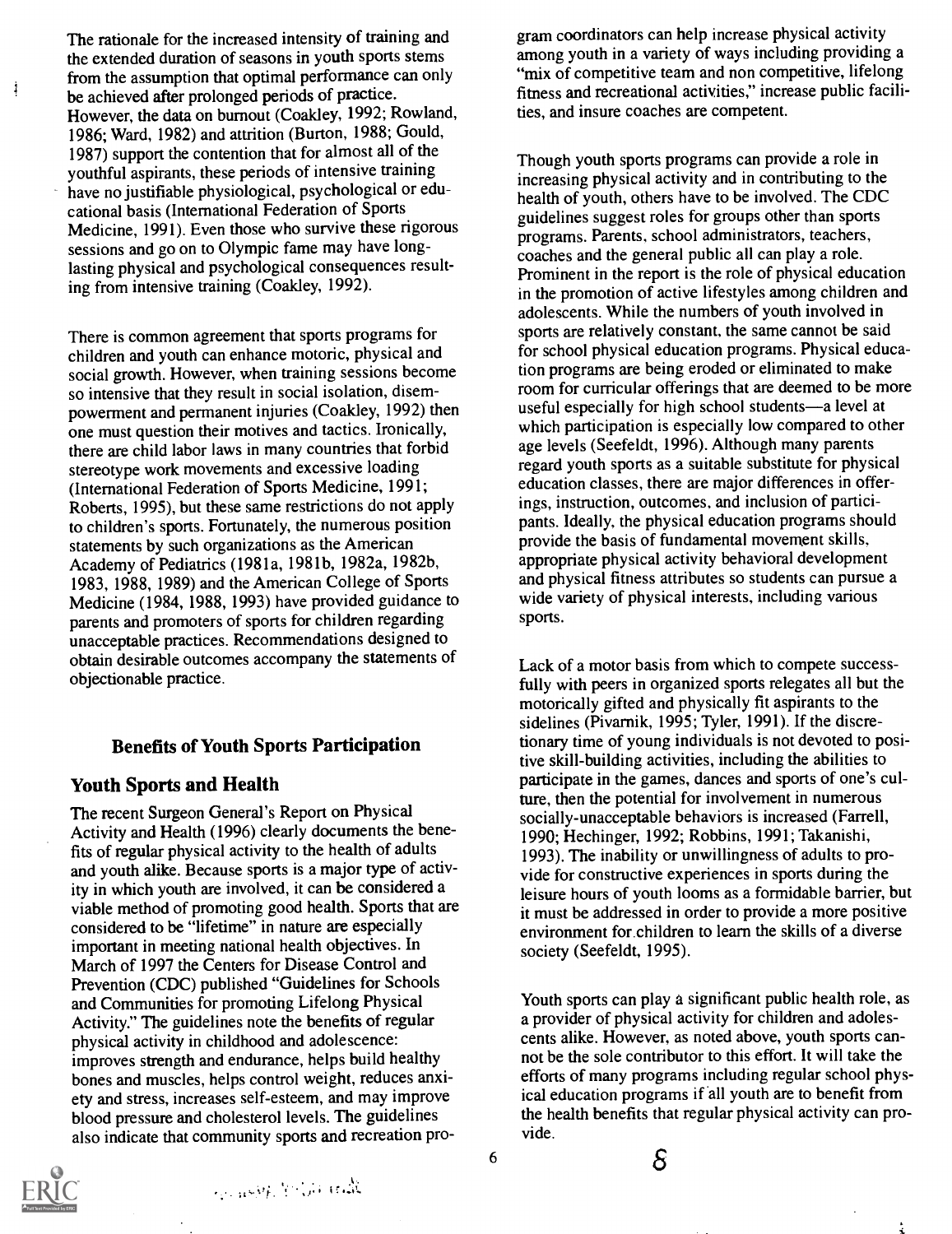The rationale for the increased intensity of training and the extended duration of seasons in youth sports stems from the assumption that optimal performance can only be achieved after prolonged periods of practice. However, the data on burnout (Coakley, 1992; Rowland, 1986; Ward, 1982) and attrition (Burton, 1988; Gould, 1987) support the contention that for almost all of the youthful aspirants, these periods of intensive training have no justifiable physiological, psychological or educational basis (International Federation of Sports Medicine, 1991). Even those who survive these rigorous sessions and go on to Olympic fame may have long-lasting physical and psychological consequences resulting from intensive training (Coakley, 1992).

There is common agreement that sports programs for children and youth can enhance motoric, physical and social growth. However, when training sessions become so intensive that they result in social isolation, disempowerment and permanent injuries (Coakley, 1992) then one must question their motives and tactics. Ironically, there are child labor laws in many countries that forbid stereotype work movements and excessive loading (International Federation of Sports Medicine, 1991; Roberts, 1995), but these same restrictions do not apply to children's sports. Fortunately, the numerous position statements by such organizations as the American Academy of Pediatrics (1981a, 1981b, 1982a, 1982b, 1983, 1988, 1989) and the American College of Sports Medicine (1984, 1988, 1993) have provided guidance to parents and promoters of sports for children regarding unacceptable practices. Recommendations designed to obtain desirable outcomes accompany the statements of objectionable practice.

## Benefits of Youth Sports Participation

### Youth Sports and Health

The recent Surgeon General's Report on Physical Activity and Health (1996) clearly documents the benefits of regular physical activity to the health of adults and youth alike. Because sports is a major type of activity in which youth are involved, it can be considered a viable method of promoting good health. Sports that are considered to be "lifetime" in nature are especially important in meeting national health objectives. In March of 1997 the Centers for Disease Control and Prevention (CDC) published "Guidelines for Schools and Communities for promoting Lifelong Physical Activity." The guidelines note the benefits of regular physical activity in childhood and adolescence: improves strength and endurance, helps build healthy bones and muscles, helps control weight, reduces anxiety and stress, increases self-esteem, and may improve blood pressure and cholesterol levels. The guidelines also indicate that community sports and recreation program coordinators can help increase physical activity among youth in a variety of ways including providing a "mix of competitive team and non competitive, lifelong fitness and recreational activities," increase public facilities, and insure coaches are competent.

Though youth sports programs can provide a role in increasing physical activity and in contributing to the health of youth, others have to be involved. The CDC guidelines suggest roles for groups other than sports programs. Parents, school administrators, teachers, coaches and the general public all can play a role. Prominent in the report is the role of physical education in the promotion of active lifestyles among children and adolescents. While the numbers of youth involved in sports are relatively constant, the same cannot be said for school physical education programs. Physical education programs are being eroded or eliminated to make room for curricular offerings that are deemed to be more useful especially for high school students—a level at which participation is especially low compared to other age levels (Seefeldt, 1996). Although many parents regard youth sports as a suitable substitute for physical education classes, there are major differences in offerings, instruction, outcomes, and inclusion of participants. Ideally, the physical education programs should provide the basis of fundamental movement skills, appropriate physical activity behavioral development and physical fitness attributes so students can pursue a wide variety of physical interests, including various sports.

Lack of a motor basis from which to compete successfully with peers in organized sports relegates all but the motorically gifted and physically fit aspirants to the sidelines (Pivarnik, 1995; Tyler, 1991). If the discretionary time of young individuals is not devoted to positive skill-building activities, including the abilities to participate in the games, dances and sports of one's culture, then the potential for involvement in numerous socially-unacceptable behaviors is increased (Farrell, 1990; Hechinger, 1992; Robbins, 1991; Takanishi, 1993). The inability or unwillingness of adults to provide for constructive experiences in sports during the leisure hours of youth looms as a formidable barrier, but it must be addressed in order to provide a more positive environment for children to learn the skills of a diverse society (Seefeldt, 1995).

Youth sports can play a significant public health role, as a provider of physical activity for children and adolescents alike. However, as noted above, youth sports cannot be the sole contributor to this effort. It will take the efforts of many programs including regular school physical education programs if all youth are to benefit from the health benefits that regular physical activity can provide.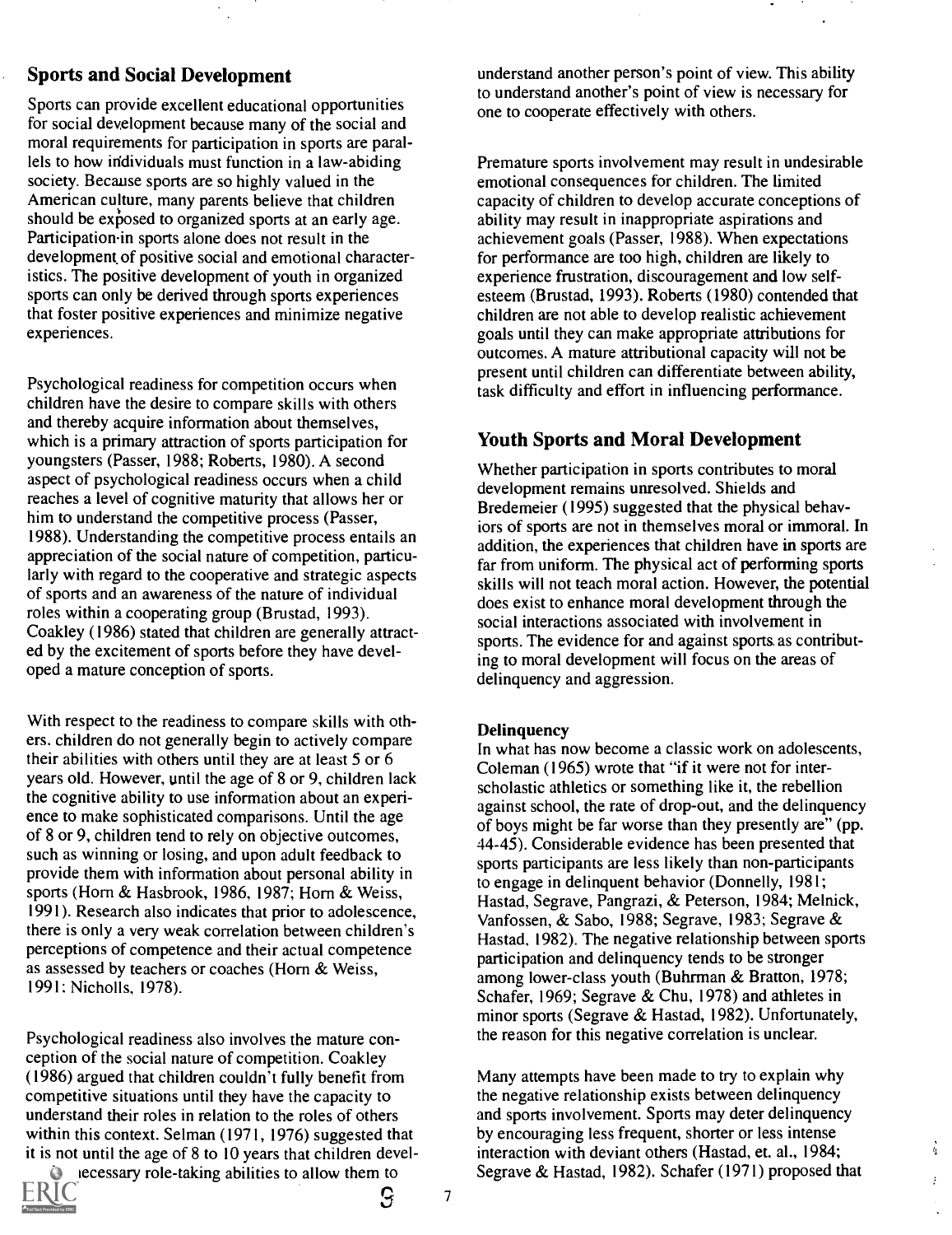## Sports and Social Development

Sports can provide excellent educational opportunities for social development because many of the social and moral requirements for participation in sports are parallels to how individuals must function in a law-abiding society. Because sports are so highly valued in the American culture, many parents believe that children should be exposed to organized sports at an early age. Participation in sports alone does not result in the development of positive social and emotional characteristics. The positive development of youth in organized sports can only be derived through sports experiences that foster positive experiences and minimize negative experiences.

Psychological readiness for competition occurs when children have the desire to compare skills with others and thereby acquire information about themselves, which is a primary attraction of sports participation for youngsters (Passer, 1988; Roberts, 1980). A second aspect of psychological readiness occurs when a child reaches a level of cognitive maturity that allows her or him to understand the competitive process (Passer, 1988). Understanding the competitive process entails an appreciation of the social nature of competition, particularly with regard to the cooperative and strategic aspects of sports and an awareness of the nature of individual roles within a cooperating group (Brustad, 1993). Coakley (1986) stated that children are generally attracted by the excitement of sports before they have developed a mature conception of sports.

With respect to the readiness to compare skills with others, children do not generally begin to actively compare their abilities with others until they are at least 5 or 6 years old. However, until the age of 8 or 9, children lack the cognitive ability to use information about an experience to make sophisticated comparisons. Until the age of 8 or 9, children tend to rely on objective outcomes, such as winning or losing, and upon adult feedback to provide them with information about personal ability in sports (Horn & Hasbrook, 1986, 1987; Horn & Weiss, 1991). Research also indicates that prior to adolescence, there is only a very weak correlation between children's perceptions of competence and their actual competence as assessed by teachers or coaches (Horn & Weiss, 1991; Nicholls, 1978).

Psychological readiness also involves the mature conception of the social nature of competition. Coakley (1986) argued that children couldn't fully benefit from competitive situations until they have the capacity to understand their roles in relation to the roles of others within this context. Selman (1971, 1976) suggested that it is not until the age of 8 to 10 years that children devel- necessary role-taking abilities to allow them to understand another person's point of view. This ability to understand another's point of view is necessary for one to cooperate effectively with others.

Premature sports involvement may result in undesirable emotional consequences for children. The limited capacity of children to develop accurate conceptions of ability may result in inappropriate aspirations and achievement goals (Passer, 1988). When expectations for performance are too high, children are likely to experience frustration, discouragement and low self-esteem (Brustad, 1993). Roberts (1980) contended that children are not able to develop realistic achievement goals until they can make appropriate attributions for outcomes. A mature attributional capacity will not be present until children can differentiate between ability, task difficulty and effort in influencing performance.

## Youth Sports and Moral Development

Whether participation in sports contributes to moral development remains unresolved. Shields and Bredemeier (1995) suggested that the physical behaviors of sports are not in themselves moral or immoral. In addition, the experiences that children have in sports are far from uniform. The physical act of performing sports skills will not teach moral action. However, the potential does exist to enhance moral development through the social interactions associated with involvement in sports. The evidence for and against sports as contributing to moral development will focus on the areas of delinquency and aggression.

### Delinquency

In what has now become a classic work on adolescents, Coleman (1965) wrote that "if it were not for interscholastic athletics or something like it, the rebellion against school, the rate of drop-out, and the delinquency of boys might be far worse than they presently are" (pp. 44-45). Considerable evidence has been presented that sports participants are less likely than non-participants to engage in delinquent behavior (Donnelly, 1981; Hastad, Segrave, Pangrazi, & Peterson, 1984; Melnick, Vanfossen, & Sabo, 1988; Segrave, 1983; Segrave & Hastad, 1982). The negative relationship between sports participation and delinquency tends to be stronger among lower-class youth (Buhrman & Bratton, 1978; Schafer, 1969; Segrave & Chu, 1978) and athletes in minor sports (Segrave & Hastad, 1982). Unfortunately, the reason for this negative correlation is unclear.

Many attempts have been made to try to explain why the negative relationship exists between delinquency and sports involvement. Sports may deter delinquency by encouraging less frequent, shorter or less intense interaction with deviant others (Hastad, et. al., 1984; Segrave & Hastad, 1982). Schafer (1971) proposed that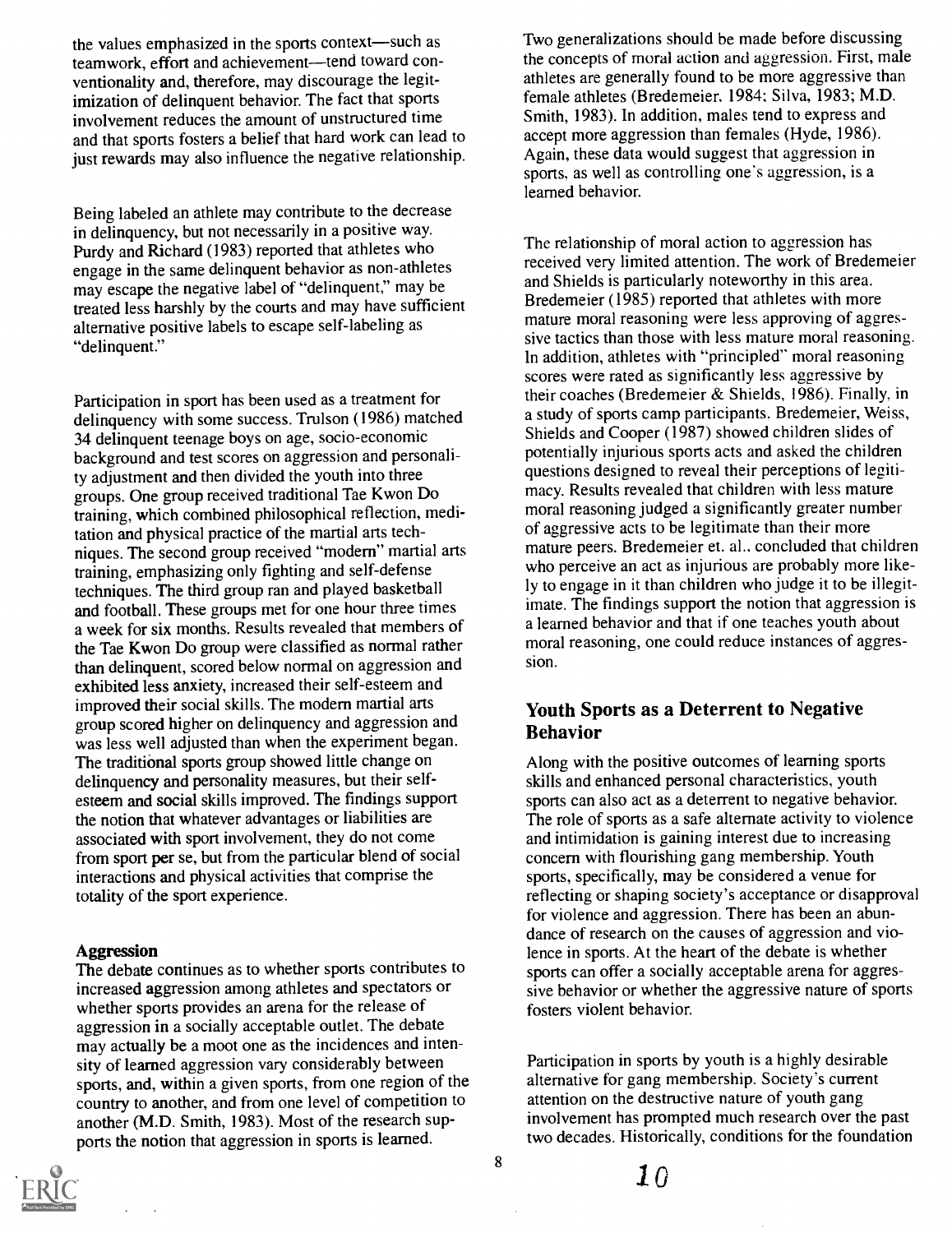the values emphasized in the sports context—such as teamwork, effort and achievement—tend toward conventionality and, therefore, may discourage the legitimization of delinquent behavior. The fact that sports involvement reduces the amount of unstructured time and that sports fosters a belief that hard work can lead to just rewards may also influence the negative relationship.

Being labeled an athlete may contribute to the decrease in delinquency, but not necessarily in a positive way. Purdy and Richard (1983) reported that athletes who engage in the same delinquent behavior as non-athletes may escape the negative label of "delinquent," may be treated less harshly by the courts and may have sufficient alternative positive labels to escape self-labeling as "delinquent."

Participation in sport has been used as a treatment for delinquency with some success. Trulson (1986) matched 34 delinquent teenage boys on age, socio-economic background and test scores on aggression and personality adjustment and then divided the youth into three groups. One group received traditional Tae Kwon Do training, which combined philosophical reflection, meditation and physical practice of the martial arts techniques. The second group received "modern" martial arts training, emphasizing only fighting and self-defense techniques. The third group ran and played basketball and football. These groups met for one hour three times a week for six months. Results revealed that members of the Tae Kwon Do group were classified as normal rather than delinquent, scored below normal on aggression and exhibited less anxiety, increased their self-esteem and improved their social skills. The modern martial arts group scored higher on delinquency and aggression and was less well adjusted than when the experiment began. The traditional sports group showed little change on delinquency and personality measures, but their self-esteem and social skills improved. The findings support the notion that whatever advantages or liabilities are associated with sport involvement, they do not come from sport per se, but from the particular blend of social interactions and physical activities that comprise the totality of the sport experience.

### Aggression

The debate continues as to whether sports contributes to increased aggression among athletes and spectators or whether sports provides an arena for the release of aggression in a socially acceptable outlet. The debate may actually be a moot one as the incidences and intensity of learned aggression vary considerably between sports, and, within a given sports, from one region of the country to another, and from one level of competition to another (M.D. Smith, 1983). Most of the research supports the notion that aggression in sports is learned.

Two generalizations should be made before discussing the concepts of moral action and aggression. First, male athletes are generally found to be more aggressive than female athletes (Bredemeier, 1984; Silva, 1983; M.D. Smith, 1983). In addition, males tend to express and accept more aggression than females (Hyde, 1986). Again, these data would suggest that aggression in sports, as well as controlling one's aggression, is a learned behavior.

The relationship of moral action to aggression has received very limited attention. The work of Bredemeier and Shields is particularly noteworthy in this area. Bredemeier (1985) reported that athletes with more mature moral reasoning were less approving of aggressive tactics than those with less mature moral reasoning. In addition, athletes with "principled" moral reasoning scores were rated as significantly less aggressive by their coaches (Bredemeier & Shields, 1986). Finally, in a study of sports camp participants, Bredemeier, Weiss, Shields and Cooper (1987) showed children slides of potentially injurious sports acts and asked the children questions designed to reveal their perceptions of legitimacy. Results revealed that children with less mature moral reasoning judged a significantly greater number of aggressive acts to be legitimate than their more mature peers. Bredemeier et. al., concluded that children who perceive an act as injurious are probably more likely to engage in it than children who judge it to be illegitimate. The findings support the notion that aggression is a learned behavior and that if one teaches youth about moral reasoning, one could reduce instances of aggression.

## Youth Sports as a Deterrent to Negative Behavior

Along with the positive outcomes of learning sports skills and enhanced personal characteristics, youth sports can also act as a deterrent to negative behavior. The role of sports as a safe alternate activity to violence and intimidation is gaining interest due to increasing concern with flourishing gang membership. Youth sports, specifically, may be considered a venue for reflecting or shaping society's acceptance or disapproval for violence and aggression. There has been an abundance of research on the causes of aggression and violence in sports. At the heart of the debate is whether sports can offer a socially acceptable arena for aggressive behavior or whether the aggressive nature of sports fosters violent behavior.

Participation in sports by youth is a highly desirable alternative for gang membership. Society's current attention on the destructive nature of youth gang involvement has prompted much research over the past two decades. Historically, conditions for the foundation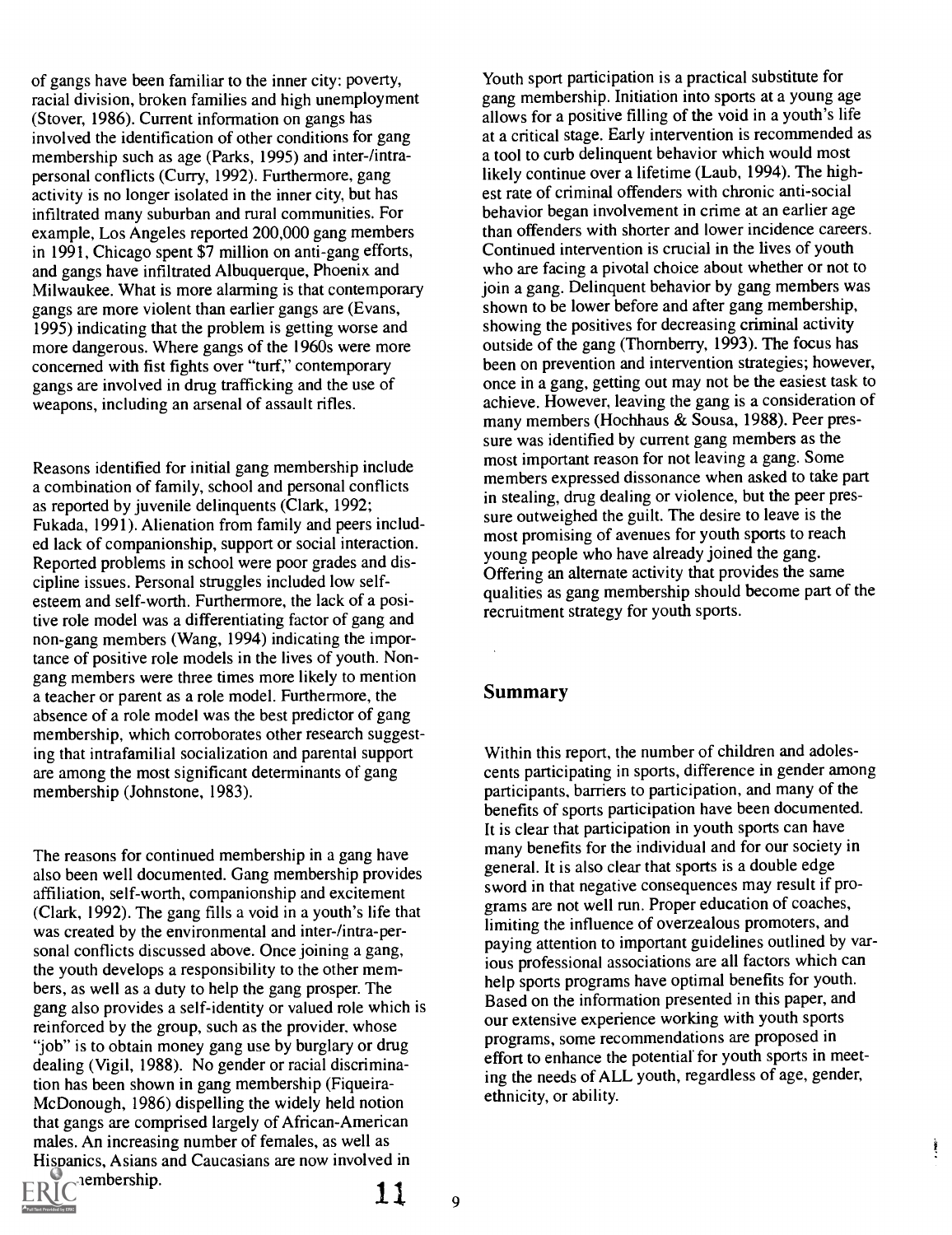of gangs have been familiar to the inner city: poverty, racial division, broken families and high unemployment (Stover, 1986). Current information on gangs has involved the identification of other conditions for gang membership such as age (Parks, 1995) and inter-/intra-personal conflicts (Curry, 1992). Furthermore, gang activity is no longer isolated in the inner city, but has infiltrated many suburban and rural communities. For example, Los Angeles reported 200,000 gang members in 1991, Chicago spent $7 million on anti-gang efforts, and gangs have infiltrated Albuquerque, Phoenix and Milwaukee. What is more alarming is that contemporary gangs are more violent than earlier gangs are (Evans, 1995) indicating that the problem is getting worse and more dangerous. Where gangs of the 1960s were more concerned with fist fights over "turf," contemporary gangs are involved in drug trafficking and the use of weapons, including an arsenal of assault rifles.

Reasons identified for initial gang membership include a combination of family, school and personal conflicts as reported by juvenile delinquents (Clark, 1992; Fukada, 1991). Alienation from family and peers included lack of companionship, support or social interaction. Reported problems in school were poor grades and discipline issues. Personal struggles included low self-esteem and self-worth. Furthermore, the lack of a positive role model was a differentiating factor of gang and non-gang members (Wang, 1994) indicating the importance of positive role models in the lives of youth. Non-gang members were three times more likely to mention a teacher or parent as a role model. Furthermore, the absence of a role model was the best predictor of gang membership, which corroborates other research suggesting that intrafamilial socialization and parental support are among the most significant determinants of gang membership (Johnstone, 1983).

The reasons for continued membership in a gang have also been well documented. Gang membership provides affiliation, self-worth, companionship and excitement (Clark, 1992). The gang fills a void in a youth's life that was created by the environmental and inter-/intra-personal conflicts discussed above. Once joining a gang, the youth develops a responsibility to the other members, as well as a duty to help the gang prosper. The gang also provides a self-identity or valued role which is reinforced by the group, such as the provider, whose "job" is to obtain money gang use by burglary or drug dealing (Vigil, 1988). No gender or racial discrimination has been shown in gang membership (Fiqueira-McDonough, 1986) dispelling the widely held notion that gangs are comprised largely of African-American males. An increasing number of females, as well as Hispanics, Asians and Caucasians are now involved in membership.

Youth sport participation is a practical substitute for gang membership. Initiation into sports at a young age allows for a positive filling of the void in a youth's life at a critical stage. Early intervention is recommended as a tool to curb delinquent behavior which would most likely continue over a lifetime (Laub, 1994). The highest rate of criminal offenders with chronic anti-social behavior began involvement in crime at an earlier age than offenders with shorter and lower incidence careers. Continued intervention is crucial in the lives of youth who are facing a pivotal choice about whether or not to join a gang. Delinquent behavior by gang members was shown to be lower before and after gang membership, showing the positives for decreasing criminal activity outside of the gang (Thornberry, 1993). The focus has been on prevention and intervention strategies; however, once in a gang, getting out may not be the easiest task to achieve. However, leaving the gang is a consideration of many members (Hochhaus & Sousa, 1988). Peer pressure was identified by current gang members as the most important reason for not leaving a gang. Some members expressed dissonance when asked to take part in stealing, drug dealing or violence, but the peer pressure outweighed the guilt. The desire to leave is the most promising of avenues for youth sports to reach young people who have already joined the gang. Offering an alternate activity that provides the same qualities as gang membership should become part of the recruitment strategy for youth sports.

## Summary

Within this report, the number of children and adolescents participating in sports, difference in gender among participants, barriers to participation, and many of the benefits of sports participation have been documented. It is clear that participation in youth sports can have many benefits for the individual and for our society in general. It is also clear that sports is a double edge sword in that negative consequences may result if programs are not well run. Proper education of coaches, limiting the influence of overzealous promoters, and paying attention to important guidelines outlined by various professional associations are all factors which can help sports programs have optimal benefits for youth. Based on the information presented in this paper, and our extensive experience working with youth sports programs, some recommendations are proposed in effort to enhance the potential for youth sports in meeting the needs of ALL youth, regardless of age, gender, ethnicity, or ability.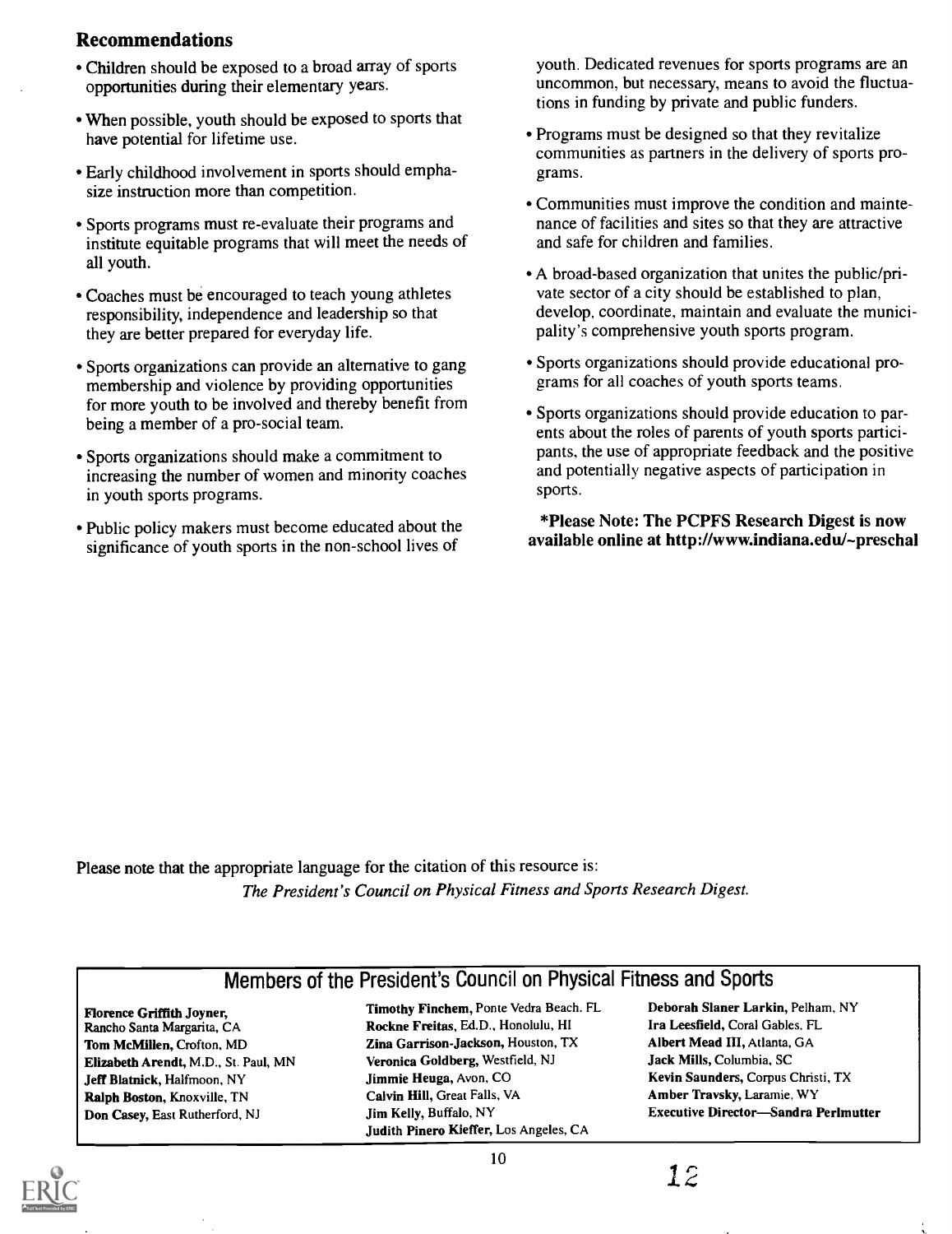## Recommendations

- Children should be exposed to a broad array of sports opportunities during their elementary years.
- When possible, youth should be exposed to sports that have potential for lifetime use.
- Early childhood involvement in sports should emphasize instruction more than competition.
- Sports programs must re-evaluate their programs and institute equitable programs that will meet the needs of all youth.
- Coaches must be encouraged to teach young athletes responsibility, independence and leadership so that they are better prepared for everyday life.
- Sports organizations can provide an alternative to gang membership and violence by providing opportunities for more youth to be involved and thereby benefit from being a member of a pro-social team.
- Sports organizations should make a commitment to increasing the number of women and minority coaches in youth sports programs.
- Public policy makers must become educated about the significance of youth sports in the non-school lives of youth. Dedicated revenues for sports programs are an uncommon, but necessary, means to avoid the fluctuations in funding by private and public funders.
- Programs must be designed so that they revitalize communities as partners in the delivery of sports programs.
- Communities must improve the condition and maintenance of facilities and sites so that they are attractive and safe for children and families.
- A broad-based organization that unites the public/private sector of a city should be established to plan, develop, coordinate, maintain and evaluate the municipality's comprehensive youth sports program.
- Sports organizations should provide educational programs for all coaches of youth sports teams.
- Sports organizations should provide education to parents about the roles of parents of youth sports participants, the use of appropriate feedback and the positive and potentially negative aspects of participation in sports.

**\*Please Note: The PCPFS Research Digest is now available online at http://www.indiana.edu/~preschal**

Please note that the appropriate language for the citation of this resource is:
*The President's Council on Physical Fitness and Sports Research Digest.*

## Members of the President's Council on Physical Fitness and Sports

**Florence Griffith Joyner,** Rancho Santa Margarita, CA
**Tom McMillen,** Crofton, MD
**Elizabeth Arendt,** M.D., St. Paul, MN
**Jeff Blatnick,** Halfmoon, NY
**Ralph Boston,** Knoxville, TN
**Don Casey,** East Rutherford, NJ
**Timothy Finchem,** Ponte Vedra Beach, FL
**Rockne Freitas,** Ed.D., Honolulu, HI
**Zina Garrison-Jackson,** Houston, TX
**Veronica Goldberg,** Westfield, NJ
**Jimmie Heuga,** Avon, CO
**Calvin Hill,** Great Falls, VA
**Jim Kelly,** Buffalo, NY
**Judith Pinero Kieffer,** Los Angeles, CA
**Deborah Slaner Larkin,** Pelham, NY
**Ira Leesfield,** Coral Gables, FL
**Albert Mead III,** Atlanta, GA
**Jack Mills,** Columbia, SC
**Kevin Saunders,** Corpus Christi, TX
**Amber Travsky,** Laramie, WY
**Executive Director—Sandra Perlmutter**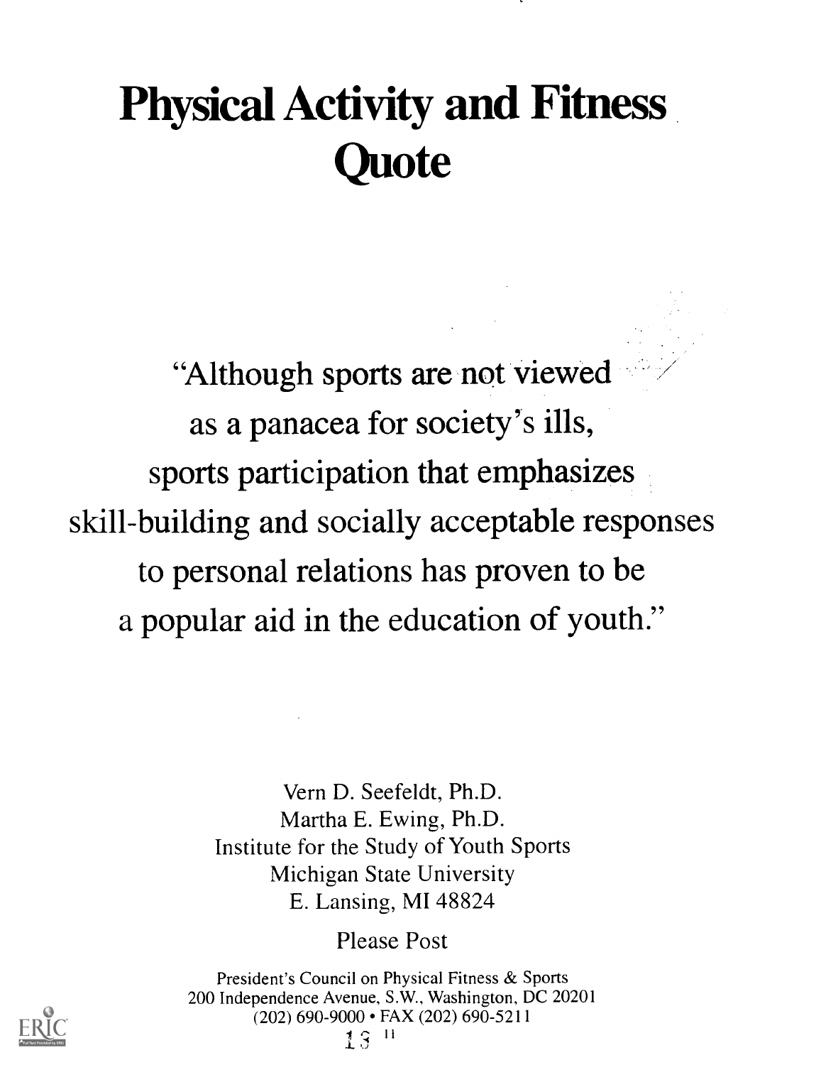# Physical Activity and Fitness Quote

"Although sports are not viewed as a panacea for society's ills, sports participation that emphasizes skill-building and socially acceptable responses to personal relations has proven to be a popular aid in the education of youth."

Vern D. Seefeldt, Ph.D.
Martha E. Ewing, Ph.D.
Institute for the Study of Youth Sports
Michigan State University
E. Lansing, MI 48824

Please Post

President's Council on Physical Fitness & Sports
200 Independence Avenue, S.W., Washington, DC 20201
(202) 690-9000 • FAX (202) 690-5211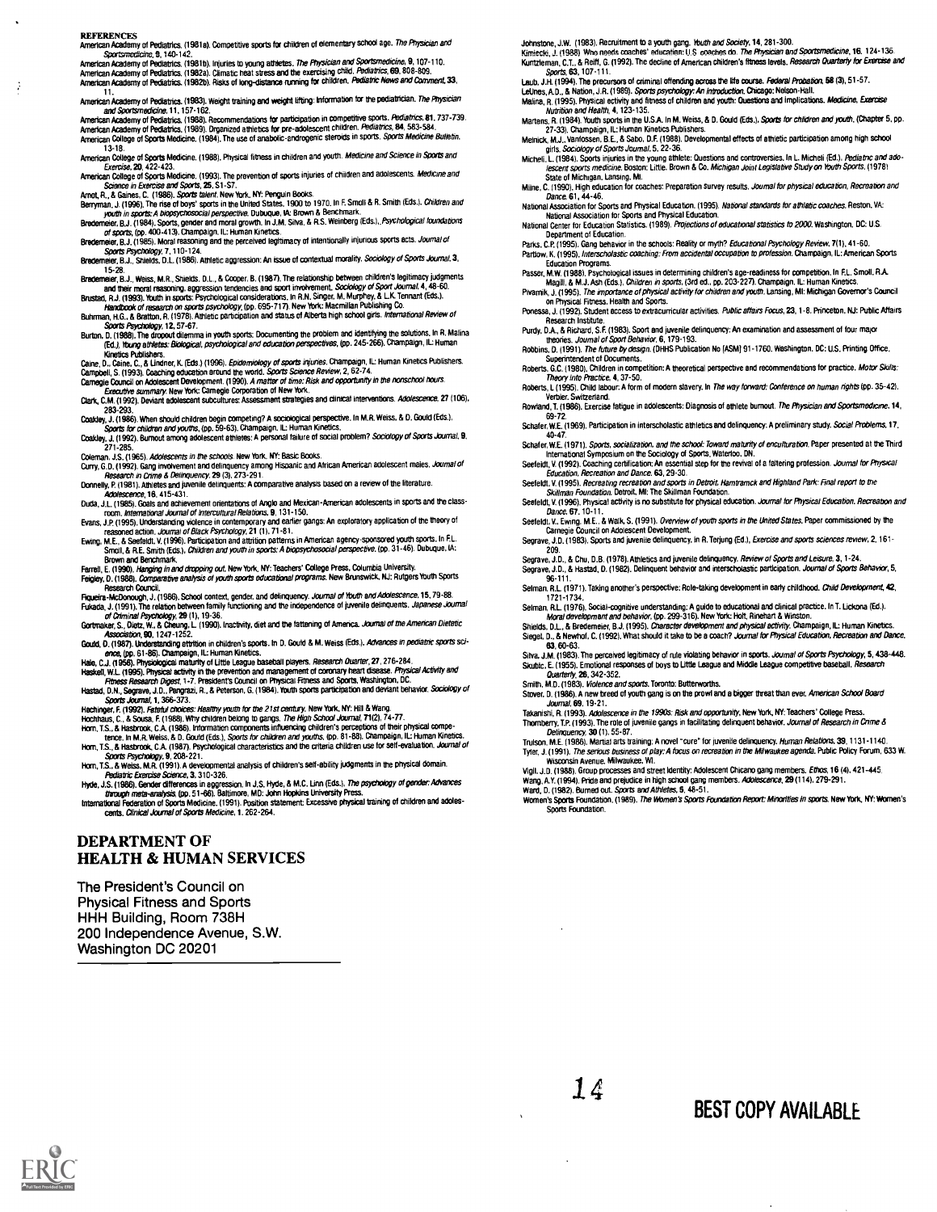## REFERENCES

American Academy of Pediatrics. (1981a). Competitive sports for children of elementary school age. *The Physician and Sportsmedicine*, **9**, 140-142.

American Academy of Pediatrics. (1981b). Injuries to young athletes. *The Physician and Sportsmedicine*, **9**, 107-110.

American Academy of Pediatrics. (1982a). Climatic heat stress and the exercising child. *Pediatrics*, **69**, 808-809.

American Academy of Pediatrics. (1982b). Risks of long-distance running for children. *Pediatric News and Comment*, **33**, 11.

American Academy of Pediatrics. (1983). Weight training and weight lifting: Information for the pediatrician. *The Physician and Sportsmedicine*, **11**, 157-162.

American Academy of Pediatrics. (1988). Recommendations for participation in competitive sports. *Pediatrics*, **81**, 737-739.

American Academy of Pediatrics. (1989). Organized athletics for pre-adolescent children. *Pediatrics*, **84**, 583-584.

American College of Sports Medicine. (1984). The use of anabolic-androgenic steroids in sports. *Sports Medicine Bulletin*, 13-18.

American College of Sports Medicine. (1988). Physical fitness in children and youth. *Medicine and Science in Sports and Exercise*, **20**, 422-423.

American College of Sports Medicine. (1993). The prevention of sports injuries of children and adolescents. *Medicine and Science in Exercise and Sports*, **25**, S1-S7.

Arnot, R., & Gaines, C. (1986). *Sports talent*. New York, NY: Penguin Books.

Berryman, J. (1996). The rise of boys' sports in the United States, 1900 to 1970. In F. Smoll & R. Smith (Eds.), *Children and youth in sports: A biopsychosocial perspective*. Dubuque, IA: Brown & Benchmark.

Bredemeier, B.J. (1984). Sports, gender and moral growth. In J.M. Silva, & R.S. Weinberg (Eds.), *Psychological foundations of sports*, (pp. 400-413). Champaign, IL: Human Kinetics.

Bredemeier, B.J. (1985). Moral reasoning and the perceived legitimacy of intentionally injurious sports acts. *Journal of Sports Psychology*, **7**, 110-124.

Bredemeier, B.J., Shields, D.L. (1986). Athletic aggression: An issue of contextual morality. *Sociology of Sports Journal*, **3**, 15-28.

Bredemeier, B.J., Weiss, M.R., Shields, D.L., & Cooper, B. (1987). The relationship between children's legitimacy judgments and their moral reasoning, aggression tendencies and sport involvement. *Sociology of Sport Journal*, **4**, 48-60.

Brustad, R.J. (1993). Youth in sports: Psychological considerations. In R.N. Singer, M. Murphey, & L.K. Tennant (Eds.), *Handbook of research on sports psychology*, (pp. 695-717). New York: Macmillan Publishing Co.

Buhrman, H.G., & Bratton, R. (1978). Athletic participation and status of Alberta high school girls. *International Review of Sports Psychology*, **12**, 57-67.

Burton, D. (1988). The dropout dilemma in youth sports: Documenting the problem and identifying the solutions. In R. Malina (Ed.), *Young athletes: Biological, psychological and education perspectives*, (pp. 245-266). Champaign, IL: Human Kinetics Publishers.

Caine, D., Caine, C., & Lindner, K. (Eds.) (1996). *Epidemiology of sports injuries*. Champaign, IL: Human Kinetics Publishers.

Campbell, S. (1993). Coaching education around the world. *Sports Science Review*, **2**, 62-74.

Carnegie Council on Adolescent Development. (1990). *A matter of time: Risk and opportunity in the nonschool hours. Executive summary*. New York: Carnegie Corporation of New York.

Clark, C.M. (1992). Deviant adolescent subcultures: Assessment strategies and clinical interventions. *Adolescence*, **27** (106), 283-293.

Coakley, J. (1986). When should children begin competing? A sociological perspective. In M.R. Weiss, & D. Gould (Eds.), *Sports for children and youths*, (pp. 59-63). Champaign, IL: Human Kinetics.

Coakley, J. (1992). Burnout among adolescent athletes: A personal failure of social problem? *Sociology of Sports Journal*, **9**, 271-285.

Coleman, J.S. (1965). *Adolescents in the schools*. New York, NY: Basic Books.

Curry, G.D. (1992). Gang involvement and delinquency among Hispanic and African American adolescent males. *Journal of Research in Crime & Delinquency*, **29** (3), 273-291.

Donnelly, P. (1981). Athletes and juvenile delinquents: A comparative analysis based on a review of the literature. *Adolescence*, **16**, 415-431.

Duda, J.L. (1985). Goals and achievement orientations of Anglo and Mexican-American adolescents in sports and the classroom. *International Journal of Intercultural Relations*, **9**, 131-150.

Evans, J.P. (1995). Understanding violence in contemporary and earlier gangs: An exploratory application of the theory of reasoned action. *Journal of Black Psychology*, **21** (1), 71-81.

Ewing, M.E., & Seefeldt, V. (1996). Participation and attrition patterns in American agency-sponsored youth sports. In F.L. Smoll, & R.E. Smith (Eds.), *Children and youth in sports: A biopsychosocial perspective*, (pp. 31-46). Dubuque, IA: Brown and Benchmark.

Farrell, E. (1990). *Hanging in and dropping out*. New York, NY: Teachers' College Press, Columbia University.

Feigley, D. (1988). *Comparative analysis of youth sports educational programs*. New Brunswick, NJ: Rutgers Youth Sports Research Council.

Figueira-McDonough, J. (1986). School context, gender, and delinquency. *Journal of Youth and Adolescence*, **15**, 79-88.

Fukada, J. (1991). The relation between family functioning and the independence of juvenile delinquents. *Japanese Journal of Criminal Psychology*, **29** (1), 19-36.

Gortmaker, S., Dietz, W., & Cheung, L. (1990). Inactivity, diet and the fattening of America. *Journal of the American Dietetic Association*, **90**, 1247-1252.

Gould, D. (1987). Understanding attrition in children's sports. In D. Gould & M. Weiss (Eds.), *Advances in pediatric sports science*, (pp. 61-86). Champaign, IL: Human Kinetics.

Hale, C.J. (1956). Physiological maturity of Little League baseball players. *Research Quarter*, **27**, 276-284.

Haskell, W.L. (1995). Physical activity in the prevention and management of coronary heart disease. *Physical Activity and Fitness Research Digest*, 1-7. President's Council on Physical Fitness and Sports, Washington, DC.

Hastad, D.N., Segrave, J.D., Pangrazi, R., & Peterson, G. (1984). Youth sports participation and deviant behavior. *Sociology of Sports Journal*, **1**, 366-373.

Hechinger, F. (1992). *Fateful choices: Healthy youth for the 21st century*. New York, NY: Hill & Wang.

Hochhaus, C., & Sousa, F. (1988). Why children belong to gangs. *The High School Journal*, **71**(2), 74-77.

Horn, T.S., & Hasbrook, C.A. (1986). Information components influencing children's perceptions of their physical competence. In M.R. Weiss, & D. Gould (Eds.), *Sports for children and youths*, (pp. 81-88). Champaign, IL: Human Kinetics.

Horn, T.S., & Hasbrook, C.A. (1987). Psychological characteristics and the criteria children use for self-evaluation. *Journal of Sports Psychology*, **9**, 208-221.

Horn, T.S., & Weiss, M.R. (1991). A developmental analysis of children's self-ability judgments in the physical domain. *Pediatric Exercise Science*, **3**, 310-326.

Hyde, J.S. (1986). Gender differences in aggression. In J.S. Hyde, & M.C. Linn (Eds.), *The psychology of gender: Advances through meta-analysis*. (pp. 51-66). Baltimore, MD: John Hopkins University Press.

International Federation of Sports Medicine. (1991). Position statement: Excessive physical training of children and adolescents. *Clinical Journal of Sports Medicine*, **1**, 262-264.

Johnstone, J.W. (1983). Recruitment to a youth gang. *Youth and Society*, **14**, 281-300.

Kimiecki, J. (1988). Who needs coaches' education: U.S. coaches do. *The Physician and Sportsmedicine*, **16**, 124-136.

Kuntzleman, C.T., & Reiff, G. (1992). The decline of American children's fitness levels. *Research Quarterly for Exercise and Sports*, **63**, 107-111.

Laub, J.H. (1994). The precursors of criminal offending across the life course. *Federal Probation*, **58** (3), 51-57.

LeUnes, A.D., & Nation, J.R. (1989). *Sports psychology: An introduction*. Chicago: Nelson-Hall.

Malina, R. (1995). Physical activity and fitness of children and youth: Questions and implications. *Medicine, Exercise Nutrition and Health*, **4**, 123-135.

Martens, R. (1984). Youth sports in the U.S.A. In M. Weiss, & D. Gould (Eds.), *Sports for children and youth*, (Chapter 5, pp. 27-33). Champaign, IL: Human Kinetics Publishers.

Melnick, M.J., Vanfossen, B.E., & Sabo, D.F. (1988). Developmental effects of athletic participation among high school girls. *Sociology of Sports Journal*, **5**, 22-36.

Micheli, L. (1984). Sports injuries in the young athlete: Questions and controversies. In L. Micheli (Ed.), *Pediatric and adolescent sports medicine*. Boston: Little, Brown & Co. *Michigan Joint Legislative Study on Youth Sports*. (1978) State of Michigan, Lansing, MI.

Milne, C. (1990). High education for coaches: Preparation survey results. *Journal for physical education, Recreation and Dance*, **61**, 44-46.

National Association for Sports and Physical Education. (1995). *National standards for athletic coaches*. Reston, VA: National Association for Sports and Physical Education.

National Center for Education Statistics. (1989). *Projections of educational statistics to 2000*. Washington, DC: U.S. Department of Education.

Parks, C.P. (1995). Gang behavior in the schools: Reality or myth? *Educational Psychology Review*, **7**(1), 41-60.

Partlow, K. (1995). *Interscholastic coaching: From accidental occupation to profession*. Champaign, IL: American Sports Education Programs.

Passer, M.W. (1988). Psychological issues in determining children's age-readiness for competition. In F.L. Smoll, R.A. Magill, & M.J. Ash (Eds.), *Children in sports*, (3rd ed., pp. 203-227). Champaign, IL: Human Kinetics.

Pivarnik, J. (1995). *The importance of physical activity for children and youth*. Lansing, MI: Michigan Governor's Council on Physical Fitness, Health and Sports.

Ponesse, J. (1992). Student access to extracurricular activities. *Public affairs Focus*, **23**, 1-8. Princeton, NJ: Public Affairs Research Institute.

Purdy, D.A., & Richard, S.F. (1983). Sport and juvenile delinquency: An examination and assessment of four major theories. *Journal of Sport Behavior*, **6**, 179-193.

Robbins, D. (1991). *The future by design*. (DHHS Publication No [ASM] 91-1760. Washington, DC: U.S. Printing Office, Superintendent of Documents.

Roberts, G.C. (1980). Children in competition: A theoretical perspective and recommendations for practice. *Motor Skills: Theory Into Practice*, **4**, 37-50.

Roberts, I. (1995). Child labour: A form of modern slavery. In *The way forward: Conference on human rights* (pp. 35-42). Verbier, Switzerland.

Rowland, T. (1986). Exercise fatigue in adolescents: Diagnosis of athlete burnout. *The Physician and Sportsmedicine*, **14**, 69-72.

Schafer, W.E. (1969). Participation in interscholastic athletics and delinquency: A preliminary study. *Social Problems*, **17**, 40-47.

Schafer, W.E. (1971). *Sports, socialization, and the school: Toward maturity of enculturation*. Paper presented at the Third International Symposium on the Sociology of Sports, Waterloo, ON.

Seefeldt, V. (1992). Coaching certification: An essential step for the revival of a faltering profession. *Journal for Physical Education, Recreation and Dance*, **63**, 29-30.

Seefeldt, V. (1995). *Recreating recreation and sports in Detroit, Hamtramck and Highland Park: Final report to the Skillman Foundation*. Detroit, MI: The Skillman Foundation.

Seefeldt, V. (1996). Physical activity is no substitute for physical education. *Journal for Physical Education, Recreation and Dance*, **67**, 10-11.

Seefeldt, V., Ewing, M.E., & Walk, S. (1991). *Overview of youth sports in the United States*. Paper commissioned by the Carnegie Council on Adolescent Development.

Segrave, J.D. (1983). Sports and juvenile delinquency. in R. Terjung (Ed.), *Exercise and sports sciences review*, **2**, 161-209.

Segrave, J.D., & Chu, D.B. (1978). Athletics and juvenile delinquency. *Review of Sports and Leisure*, **3**, 1-24.

Segrave, J.D., & Hastad, D. (1982). Delinquent behavior and interscholastic participation. *Journal of Sports Behavior*, **5**, 96-111.

Selman, R.L. (1971). Taking another's perspective: Role-taking development in early childhood. *Child Development*, **42**, 1721-1734.

Selman, R.L. (1976). Social-cognitive understanding: A guide to educational and clinical practice. In T. Lickona (Ed.). *Moral development and behavior*, (pp. 299-316). New York: Holt, Rinehart & Winston.

Shields, D.L., & Bredemeier, B.J. (1995). *Character development and physical activity*. Champaign, IL: Human Kinetics.

Siegel, D., & Newhof, C. (1992). What should it take to be a coach? *Journal for Physical Education, Recreation and Dance*, **63**, 60-63.

Silva, J.M. (1983). The perceived legitimacy of rule violating behavior in sports. *Journal of Sports Psychology*, **5**, 438-448.

Skubic, E. (1955). Emotional responses of boys to Little League and Middle League competitive baseball. *Research Quarterly*, **26**, 342-352.

Smith, M.D. (1983). *Violence and sports*. Toronto: Butterworths.

Stover, D. (1986). A new breed of youth gang is on the prowl and a bigger threat than ever. *American School Board Journal*, **69**, 19-21.

Takanishi, R. (1993). *Adolescence in the 1990s: Risk and opportunity*. New York, NY: Teachers' College Press.

Thornberry, T.P. (1993). The role of juvenile gangs in facilitating delinquent behavior. *Journal of Research in Crime & Delinquency*, **30** (1), 55-87.

Trulson, M.E. (1986). Martial arts training: A novel "cure" for juvenile delinquency. *Human Relations*, **39**, 1131-1140.

Tyler, J. (1991). *The serious business of play: A focus on recreation in the Milwaukee agenda*. Public Policy Forum, 633 W. Wisconsin Avenue, Milwaukee, WI.

Vigil, J.D. (1988). Group processes and street identity: Adolescent Chicano gang members. *Ethos*, **16** (4), 421-445.

Wang, A.Y. (1994). Pride and prejudice in high school gang members. *Adolescence*, **29** (114), 279-291.

Ward, D. (1982). Burned out. *Sports and Athletes*, **5**, 48-51.

Women's Sports Foundation. (1989). *The Women's Sports Foundation Report: Minorities in sports*. New York, NY: Women's Sports Foundation.

## DEPARTMENT OF HEALTH & HUMAN SERVICES

The President's Council on
Physical Fitness and Sports
HHH Building, Room 738H
200 Independence Avenue, S.W.
Washington DC 20201

BEST COPY AVAILABLE